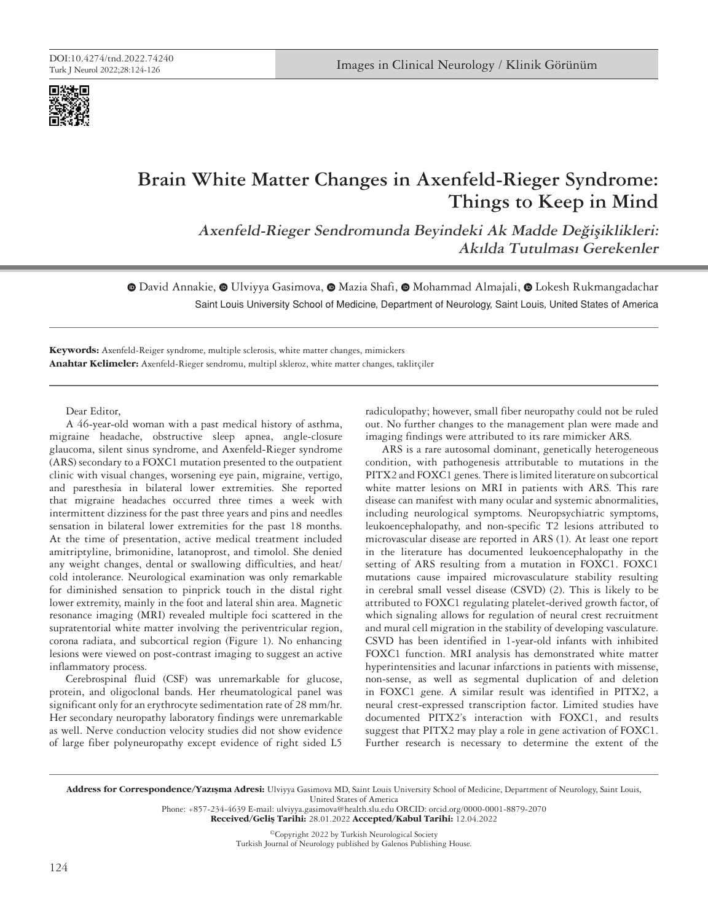# Brain White Matter Changes in Axenfeld-Rieger Syndrome: Things to Keep in Mind

## *Axenfeld-Rieger Sendromunda Beyindeki Ak Madde Değişiklikleri: Akılda Tutulması Gerekenler*

David Annakie, Ulviyya Gasimova, Mazia Shafi, Mohammad Almajali, Lokesh Rukmangadachar

Saint Louis University School of Medicine, Department of Neurology, Saint Louis, United States of America

**Keywords:** Axenfeld-Rieger syndrome, multiple sclerosis, white matter changes, mimickers

**Anahtar Kelimeler:** Axenfeld-Rieger sendromu, multipl skleroz, white matter changes, taklitçiler

---

Dear Editor,

A 46-year-old woman with a past medical history of asthma, migraine headache, obstructive sleep apnea, angle-closure glaucoma, silent sinus syndrome, and Axenfeld-Rieger syndrome (ARS) secondary to a FOXC1 mutation presented to the outpatient clinic with visual changes, worsening eye pain, migraine, vertigo, and paresthesia in bilateral lower extremities. She reported that migraine headaches occurred three times a week with intermittent dizziness for the past three years and pins and needles sensation in bilateral lower extremities for the past 18 months. At the time of presentation, active medical treatment included amitriptyline, brimonidine, latanoprost, and timolol. She denied any weight changes, dental or swallowing difficulties, and heat/cold intolerance. Neurological examination was only remarkable for diminished sensation to pinprick touch in the distal right lower extremity, mainly in the foot and lateral shin area. Magnetic resonance imaging (MRI) revealed multiple foci scattered in the supratentorial white matter involving the periventricular region, corona radiata, and subcortical region (Figure 1). No enhancing lesions were viewed on post-contrast imaging to suggest an active inflammatory process.

Cerebrospinal fluid (CSF) was unremarkable for glucose, protein, and oligoclonal bands. Her rheumatological panel was significant only for an erythrocyte sedimentation rate of 28 mm/hr. Her secondary neuropathy laboratory findings were unremarkable as well. Nerve conduction velocity studies did not show evidence of large fiber polyneuropathy except evidence of right sided L5 radiculopathy; however, small fiber neuropathy could not be ruled out. No further changes to the management plan were made and imaging findings were attributed to its rare mimicker ARS.

ARS is a rare autosomal dominant, genetically heterogeneous condition, with pathogenesis attributable to mutations in the PITX2 and FOXC1 genes. There is limited literature on subcortical white matter lesions on MRI in patients with ARS. This rare disease can manifest with many ocular and systemic abnormalities, including neurological symptoms. Neuropsychiatric symptoms, leukoencephalopathy, and non-specific T2 lesions attributed to microvascular disease are reported in ARS (1). At least one report in the literature has documented leukoencephalopathy in the setting of ARS resulting from a mutation in FOXC1. FOXC1 mutations cause impaired microvasculature stability resulting in cerebral small vessel disease (CSVD) (2). This is likely to be attributed to FOXC1 regulating platelet-derived growth factor, of which signaling allows for regulation of neural crest recruitment and mural cell migration in the stability of developing vasculature. CSVD has been identified in 1-year-old infants with inhibited FOXC1 function. MRI analysis has demonstrated white matter hyperintensities and lacunar infarctions in patients with missense, non-sense, as well as segmental duplication of and deletion in FOXC1 gene. A similar result was identified in PITX2, a neural crest-expressed transcription factor. Limited studies have documented PITX2's interaction with FOXC1, and results suggest that PITX2 may play a role in gene activation of FOXC1. Further research is necessary to determine the extent of the

---

**Address for Correspondence/Yazışma Adresi:** Ulviyya Gasimova MD, Saint Louis University School of Medicine, Department of Neurology, Saint Louis, United States of America

Phone: +857-234-4639 E-mail: ulviyya.gasimova@health.slu.edu ORCID: orcid.org/0000-0001-8879-2070

**Received/Geliş Tarihi:** 28.01.2022 **Accepted/Kabul Tarihi:** 12.04.2022

©Copyright 2022 by Turkish Neurological Society

Turkish Journal of Neurology published by Galenos Publishing House.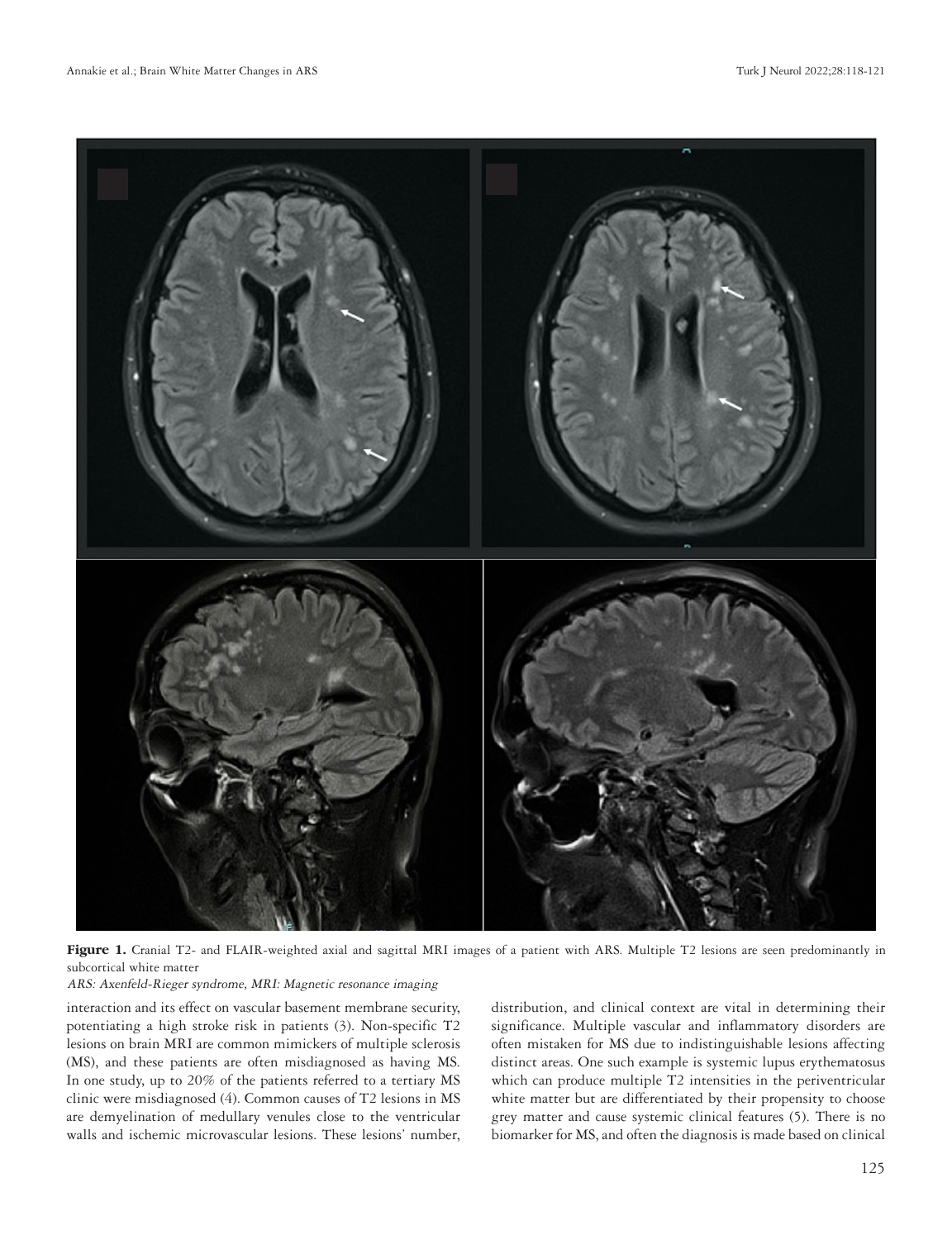**Figure 1.** Cranial T2- and FLAIR-weighted axial and sagittal MRI images of a patient with ARS. Multiple T2 lesions are seen predominantly in subcortical white matter

*ARS: Axenfeld-Rieger syndrome, MRI: Magnetic resonance imaging*

interaction and its effect on vascular basement membrane security, potentiating a high stroke risk in patients (3). Non-specific T2 lesions on brain MRI are common mimickers of multiple sclerosis (MS), and these patients are often misdiagnosed as having MS. In one study, up to 20% of the patients referred to a tertiary MS clinic were misdiagnosed (4). Common causes of T2 lesions in MS are demyelination of medullary venules close to the ventricular walls and ischemic microvascular lesions. These lesions' number, distribution, and clinical context are vital in determining their significance. Multiple vascular and inflammatory disorders are often mistaken for MS due to indistinguishable lesions affecting distinct areas. One such example is systemic lupus erythematosus which can produce multiple T2 intensities in the periventricular white matter but are differentiated by their propensity to choose grey matter and cause systemic clinical features (5). There is no biomarker for MS, and often the diagnosis is made based on clinical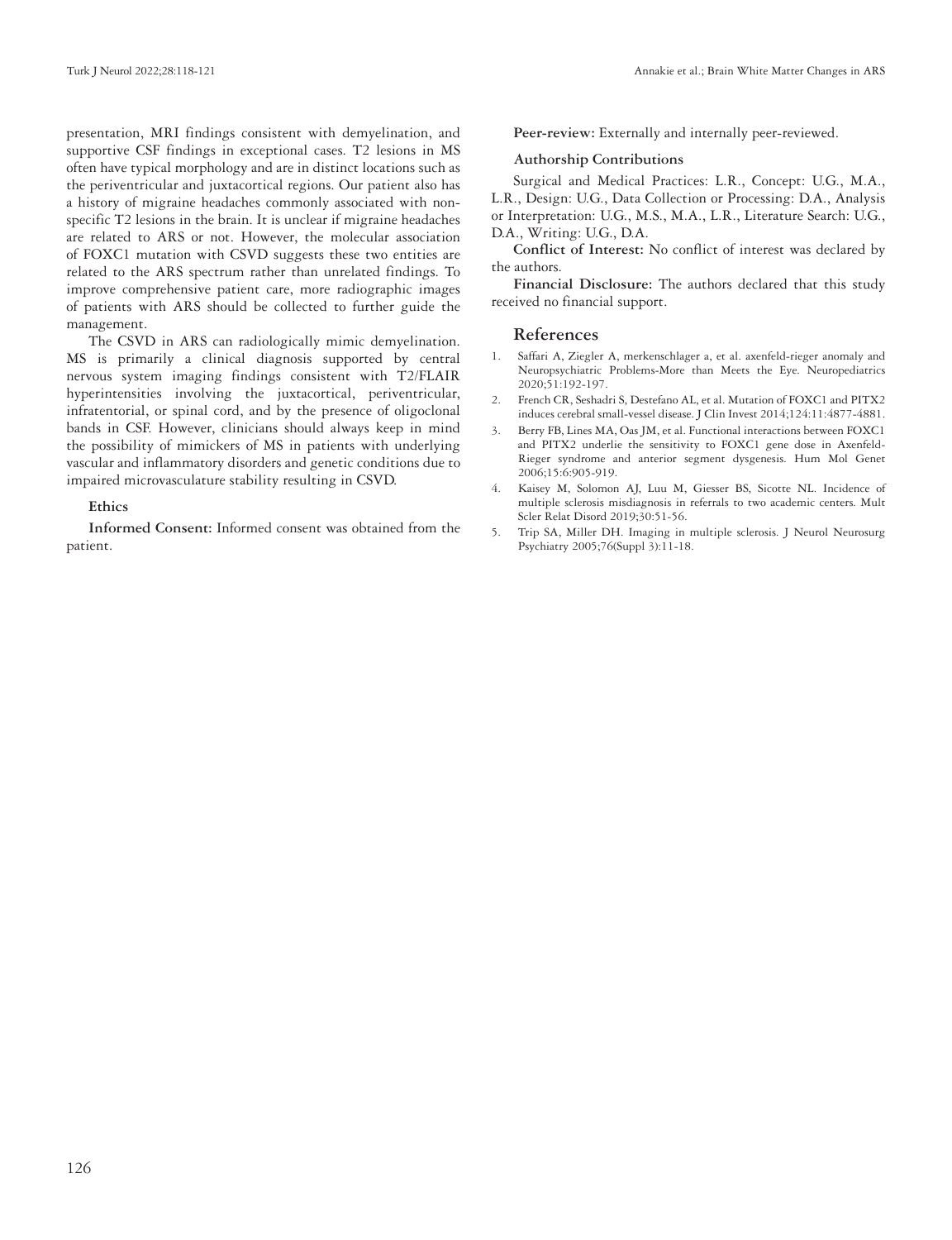presentation, MRI findings consistent with demyelination, and supportive CSF findings in exceptional cases. T2 lesions in MS often have typical morphology and are in distinct locations such as the periventricular and juxtacortical regions. Our patient also has a history of migraine headaches commonly associated with non-specific T2 lesions in the brain. It is unclear if migraine headaches are related to ARS or not. However, the molecular association of FOXC1 mutation with CSVD suggests these two entities are related to the ARS spectrum rather than unrelated findings. To improve comprehensive patient care, more radiographic images of patients with ARS should be collected to further guide the management.

The CSVD in ARS can radiologically mimic demyelination. MS is primarily a clinical diagnosis supported by central nervous system imaging findings consistent with T2/FLAIR hyperintensities involving the juxtacortical, periventricular, infratentorial, or spinal cord, and by the presence of oligoclonal bands in CSF. However, clinicians should always keep in mind the possibility of mimickers of MS in patients with underlying vascular and inflammatory disorders and genetic conditions due to impaired microvasculature stability resulting in CSVD.

#### Ethics

**Informed Consent:** Informed consent was obtained from the patient.

**Peer-review:** Externally and internally peer-reviewed.

#### Authorship Contributions

Surgical and Medical Practices: L.R., Concept: U.G., M.A., L.R., Design: U.G., Data Collection or Processing: D.A., Analysis or Interpretation: U.G., M.S., M.A., L.R., Literature Search: U.G., D.A., Writing: U.G., D.A.

**Conflict of Interest:** No conflict of interest was declared by the authors.

**Financial Disclosure:** The authors declared that this study received no financial support.

## References

1. Saffari A, Ziegler A, merkenschlager a, et al. axenfeld-rieger anomaly and Neuropsychiatric Problems-More than Meets the Eye. Neuropediatrics 2020;51:192-197.
2. French CR, Seshadri S, Destefano AL, et al. Mutation of FOXC1 and PITX2 induces cerebral small-vessel disease. J Clin Invest 2014;124:11:4877-4881.
3. Berry FB, Lines MA, Oas JM, et al. Functional interactions between FOXC1 and PITX2 underlie the sensitivity to FOXC1 gene dose in Axenfeld-Rieger syndrome and anterior segment dysgenesis. Hum Mol Genet 2006;15:6:905-919.
4. Kaisey M, Solomon AJ, Luu M, Giesser BS, Sicotte NL. Incidence of multiple sclerosis misdiagnosis in referrals to two academic centers. Mult Scler Relat Disord 2019;30:51-56.
5. Trip SA, Miller DH. Imaging in multiple sclerosis. J Neurol Neurosurg Psychiatry 2005;76(Suppl 3):11-18.